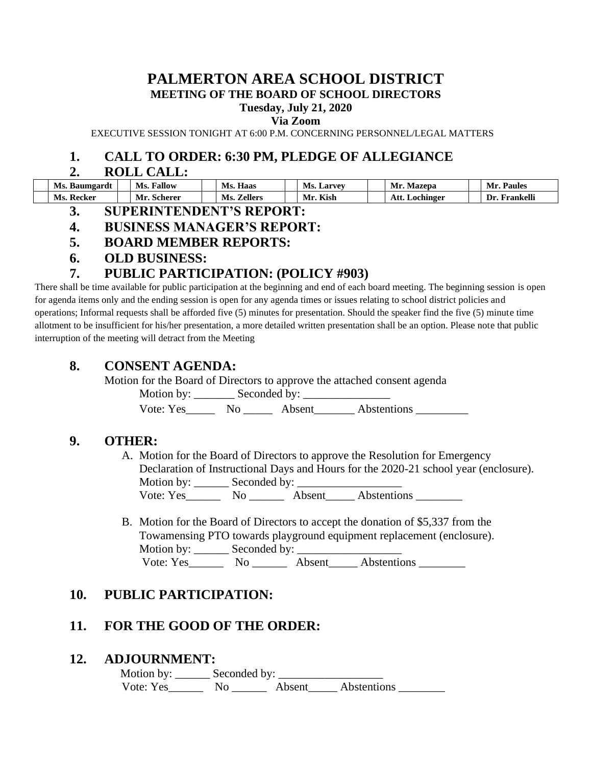# PALMERTON AREA SCHOOL DISTRICT

## MEETING OF THE BOARD OF SCHOOL DIRECTORS

**Tuesday, July 21, 2020**

**Via Zoom**

EXECUTIVE SESSION TONIGHT AT 6:00 P.M. CONCERNING PERSONNEL/LEGAL MATTERS

## 1. CALL TO ORDER: 6:30 PM, PLEDGE OF ALLEGIANCE

## 2. ROLL CALL:

| | | | | | | | | | | | |
|---|---|---|---|---|---|---|---|---|---|---|---|
| | **Ms. Baumgardt** | | **Ms. Fallow** | | **Ms. Haas** | | **Ms. Larvey** | | **Mr. Mazepa** | | **Mr. Paules** |
| | **Ms. Recker** | | **Mr. Scherer** | | **Ms. Zellers** | | **Mr. Kish** | | **Att. Lochinger** | | **Dr. Frankelli** |

## 3. SUPERINTENDENT'S REPORT:

## 4. BUSINESS MANAGER'S REPORT:

## 5. BOARD MEMBER REPORTS:

## 6. OLD BUSINESS:

## 7. PUBLIC PARTICIPATION: (POLICY #903)

There shall be time available for public participation at the beginning and end of each board meeting. The beginning session is open for agenda items only and the ending session is open for any agenda times or issues relating to school district policies and operations; Informal requests shall be afforded five (5) minutes for presentation. Should the speaker find the five (5) minute time allotment to be insufficient for his/her presentation, a more detailed written presentation shall be an option. Please note that public interruption of the meeting will detract from the Meeting

## 8. CONSENT AGENDA:

Motion for the Board of Directors to approve the attached consent agenda

Motion by: _______ Seconded by: _______________

Vote: Yes_____ No _____ Absent_______ Abstentions _________

## 9. OTHER:

A. Motion for the Board of Directors to approve the Resolution for Emergency Declaration of Instructional Days and Hours for the 2020-21 school year (enclosure).

Motion by: ______ Seconded by: __________________

Vote: Yes______ No ______ Absent_____ Abstentions ________

B. Motion for the Board of Directors to accept the donation of $5,337 from the Towamensing PTO towards playground equipment replacement (enclosure).

Motion by: ______ Seconded by: __________________

Vote: Yes______ No ______ Absent_____ Abstentions ________

## 10. PUBLIC PARTICIPATION:

## 11. FOR THE GOOD OF THE ORDER:

## 12. ADJOURNMENT:

Motion by: ______ Seconded by: __________________

Vote: Yes______ No ______ Absent_____ Abstentions ________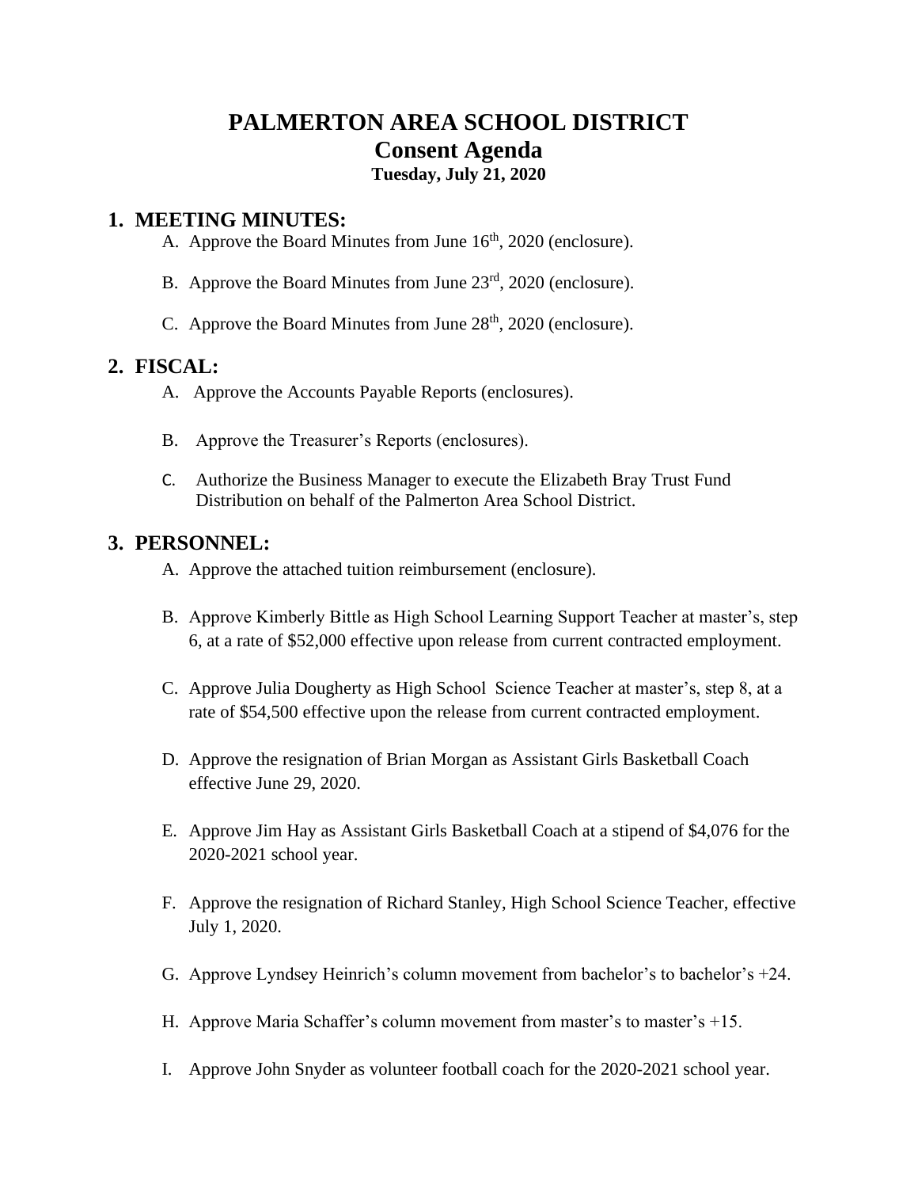# PALMERTON AREA SCHOOL DISTRICT
## Consent Agenda
**Tuesday, July 21, 2020**

## 1. MEETING MINUTES:

A. Approve the Board Minutes from June 16th, 2020 (enclosure).

B. Approve the Board Minutes from June 23rd, 2020 (enclosure).

C. Approve the Board Minutes from June 28th, 2020 (enclosure).

## 2. FISCAL:

A. Approve the Accounts Payable Reports (enclosures).

B. Approve the Treasurer's Reports (enclosures).

C. Authorize the Business Manager to execute the Elizabeth Bray Trust Fund Distribution on behalf of the Palmerton Area School District.

## 3. PERSONNEL:

A. Approve the attached tuition reimbursement (enclosure).

B. Approve Kimberly Bittle as High School Learning Support Teacher at master's, step 6, at a rate of $52,000 effective upon release from current contracted employment.

C. Approve Julia Dougherty as High School Science Teacher at master's, step 8, at a rate of $54,500 effective upon the release from current contracted employment.

D. Approve the resignation of Brian Morgan as Assistant Girls Basketball Coach effective June 29, 2020.

E. Approve Jim Hay as Assistant Girls Basketball Coach at a stipend of $4,076 for the 2020-2021 school year.

F. Approve the resignation of Richard Stanley, High School Science Teacher, effective July 1, 2020.

G. Approve Lyndsey Heinrich's column movement from bachelor's to bachelor's +24.

H. Approve Maria Schaffer's column movement from master's to master's +15.

I. Approve John Snyder as volunteer football coach for the 2020-2021 school year.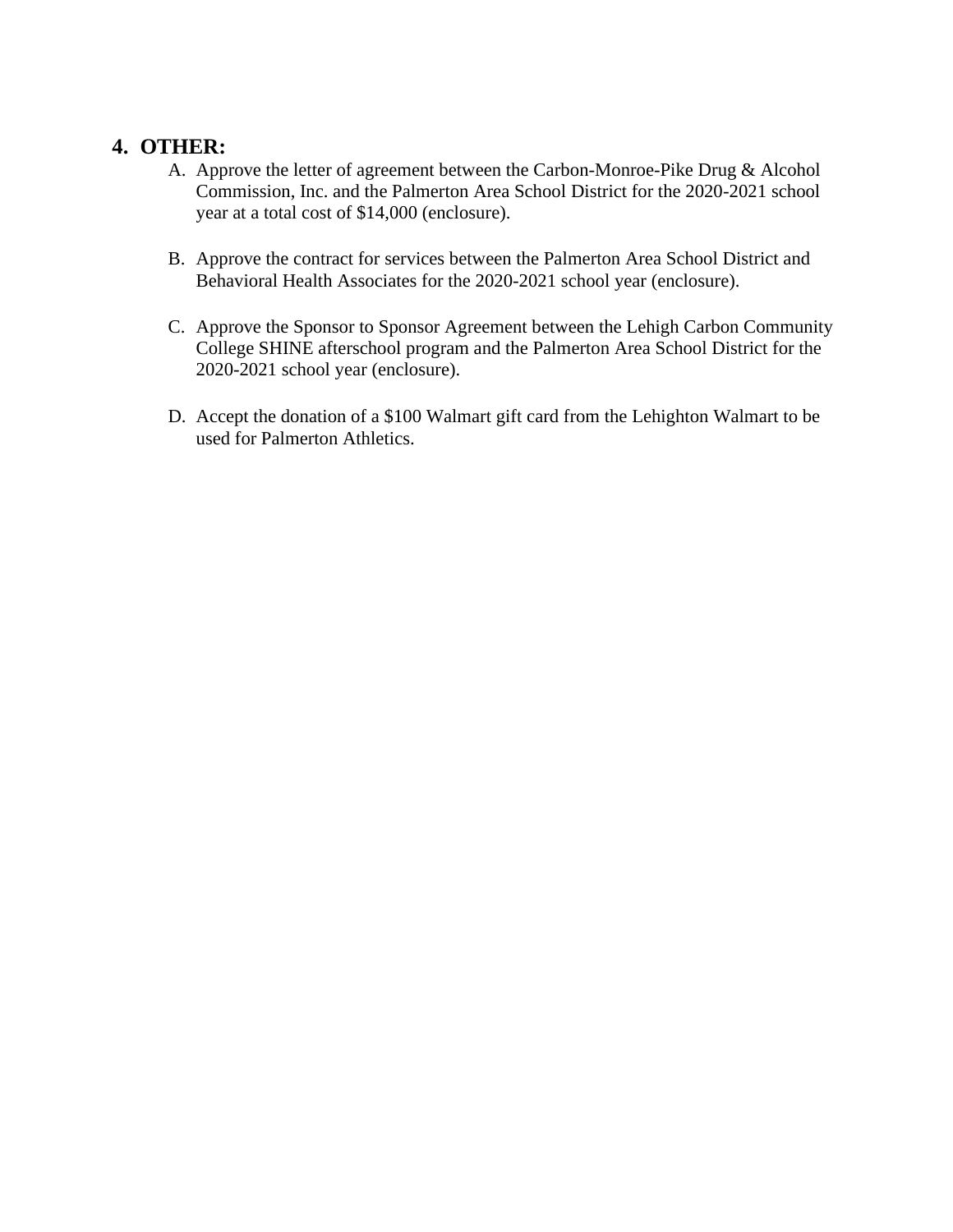## 4. OTHER:

A. Approve the letter of agreement between the Carbon-Monroe-Pike Drug & Alcohol Commission, Inc. and the Palmerton Area School District for the 2020-2021 school year at a total cost of $14,000 (enclosure).

B. Approve the contract for services between the Palmerton Area School District and Behavioral Health Associates for the 2020-2021 school year (enclosure).

C. Approve the Sponsor to Sponsor Agreement between the Lehigh Carbon Community College SHINE afterschool program and the Palmerton Area School District for the 2020-2021 school year (enclosure).

D. Accept the donation of a $100 Walmart gift card from the Lehighton Walmart to be used for Palmerton Athletics.